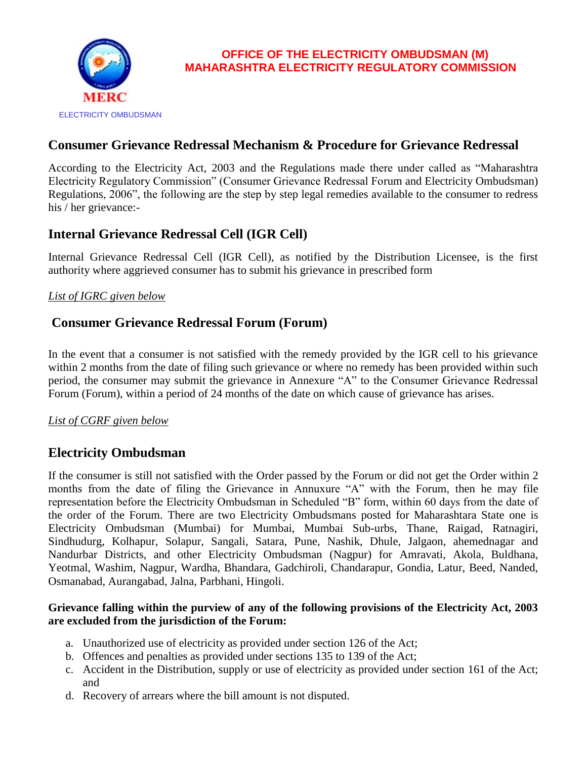**OFFICE OF THE ELECTRICITY OMBUDSMAN (M)**
**MAHARASHTRA ELECTRICITY REGULATORY COMMISSION**

MERC

ELECTRICITY OMBUDSMAN

## Consumer Grievance Redressal Mechanism & Procedure for Grievance Redressal

According to the Electricity Act, 2003 and the Regulations made there under called as "Maharashtra Electricity Regulatory Commission" (Consumer Grievance Redressal Forum and Electricity Ombudsman) Regulations, 2006", the following are the step by step legal remedies available to the consumer to redress his / her grievance:-

## Internal Grievance Redressal Cell (IGR Cell)

Internal Grievance Redressal Cell (IGR Cell), as notified by the Distribution Licensee, is the first authority where aggrieved consumer has to submit his grievance in prescribed form

*List of IGRC given below*

## Consumer Grievance Redressal Forum (Forum)

In the event that a consumer is not satisfied with the remedy provided by the IGR cell to his grievance within 2 months from the date of filing such grievance or where no remedy has been provided within such period, the consumer may submit the grievance in Annexure "A" to the Consumer Grievance Redressal Forum (Forum), within a period of 24 months of the date on which cause of grievance has arises.

*List of CGRF given below*

## Electricity Ombudsman

If the consumer is still not satisfied with the Order passed by the Forum or did not get the Order within 2 months from the date of filing the Grievance in Annuxure "A" with the Forum, then he may file representation before the Electricity Ombudsman in Scheduled "B" form, within 60 days from the date of the order of the Forum. There are two Electricity Ombudsmans posted for Maharashtara State one is Electricity Ombudsman (Mumbai) for Mumbai, Mumbai Sub-urbs, Thane, Raigad, Ratnagiri, Sindhudurg, Kolhapur, Solapur, Sangali, Satara, Pune, Nashik, Dhule, Jalgaon, ahemednagar and Nandurbar Districts, and other Electricity Ombudsman (Nagpur) for Amravati, Akola, Buldhana, Yeotmal, Washim, Nagpur, Wardha, Bhandara, Gadchiroli, Chandarapur, Gondia, Latur, Beed, Nanded, Osmanabad, Aurangabad, Jalna, Parbhani, Hingoli.

**Grievance falling within the purview of any of the following provisions of the Electricity Act, 2003 are excluded from the jurisdiction of the Forum:**

a. Unauthorized use of electricity as provided under section 126 of the Act;
b. Offences and penalties as provided under sections 135 to 139 of the Act;
c. Accident in the Distribution, supply or use of electricity as provided under section 161 of the Act; and
d. Recovery of arrears where the bill amount is not disputed.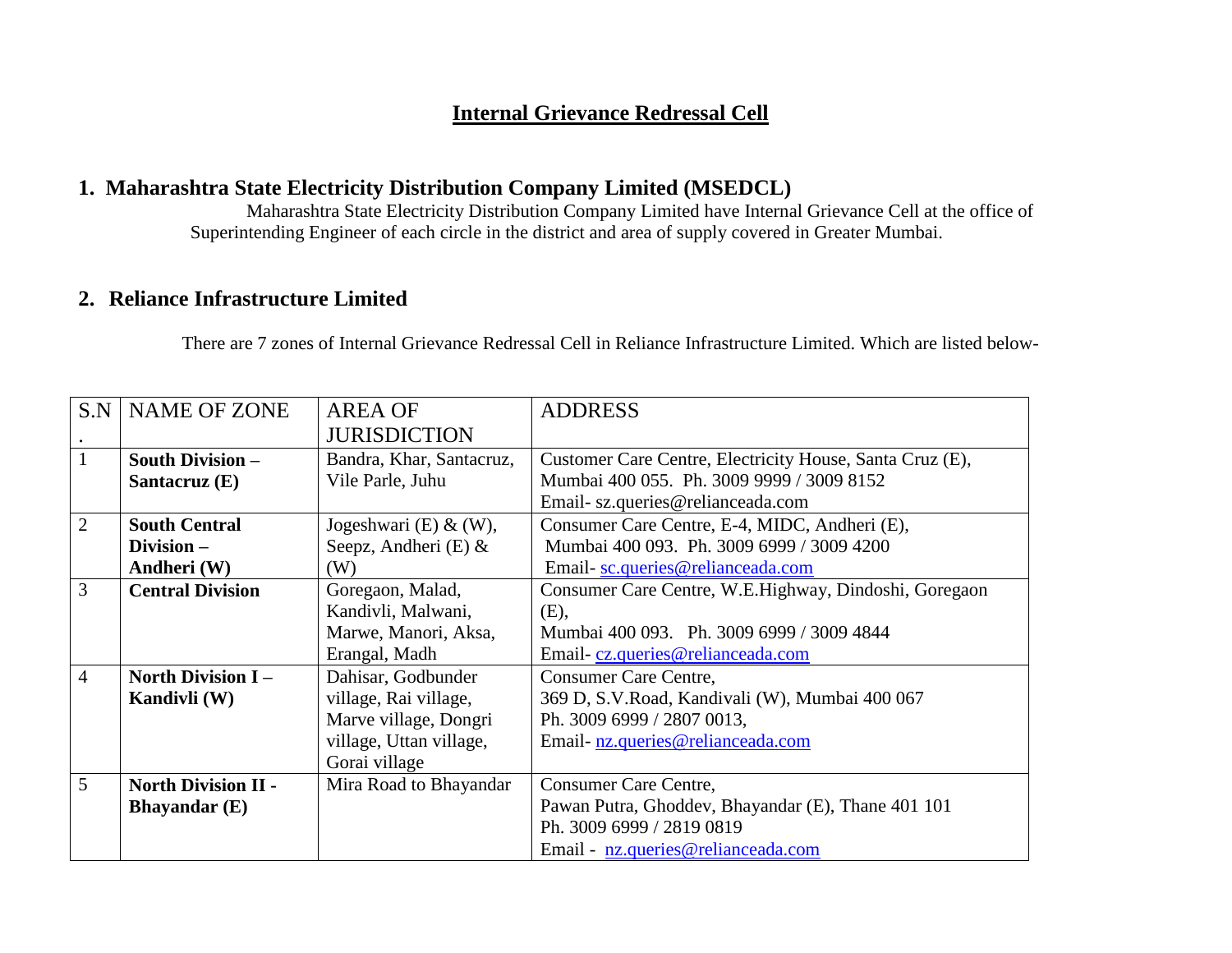# Internal Grievance Redressal Cell

## 1. Maharashtra State Electricity Distribution Company Limited (MSEDCL)

Maharashtra State Electricity Distribution Company Limited have Internal Grievance Cell at the office of Superintending Engineer of each circle in the district and area of supply covered in Greater Mumbai.

## 2. Reliance Infrastructure Limited

There are 7 zones of Internal Grievance Redressal Cell in Reliance Infrastructure Limited. Which are listed below-

| S.N. | NAME OF ZONE | AREA OF JURISDICTION | ADDRESS |
|---|---|---|---|
| 1 | **South Division – Santacruz (E)** | Bandra, Khar, Santacruz, Vile Parle, Juhu | Customer Care Centre, Electricity House, Santa Cruz (E), Mumbai 400 055. Ph. 3009 9999 / 3009 8152 Email- sz.queries@relianceada.com |
| 2 | **South Central Division – Andheri (W)** | Jogeshwari (E) & (W), Seepz, Andheri (E) & (W) | Consumer Care Centre, E-4, MIDC, Andheri (E), Mumbai 400 093. Ph. 3009 6999 / 3009 4200 Email- sc.queries@relianceada.com |
| 3 | **Central Division** | Goregaon, Malad, Kandivli, Malwani, Marwe, Manori, Aksa, Erangal, Madh | Consumer Care Centre, W.E.Highway, Dindoshi, Goregaon (E), Mumbai 400 093. Ph. 3009 6999 / 3009 4844 Email- cz.queries@relianceada.com |
| 4 | **North Division I – Kandivli (W)** | Dahisar, Godbunder village, Rai village, Marve village, Dongri village, Uttan village, Gorai village | Consumer Care Centre, 369 D, S.V.Road, Kandivali (W), Mumbai 400 067 Ph. 3009 6999 / 2807 0013, Email- nz.queries@relianceada.com |
| 5 | **North Division II - Bhayandar (E)** | Mira Road to Bhayandar | Consumer Care Centre, Pawan Putra, Ghoddev, Bhayandar (E), Thane 401 101 Ph. 3009 6999 / 2819 0819 Email - nz.queries@relianceada.com |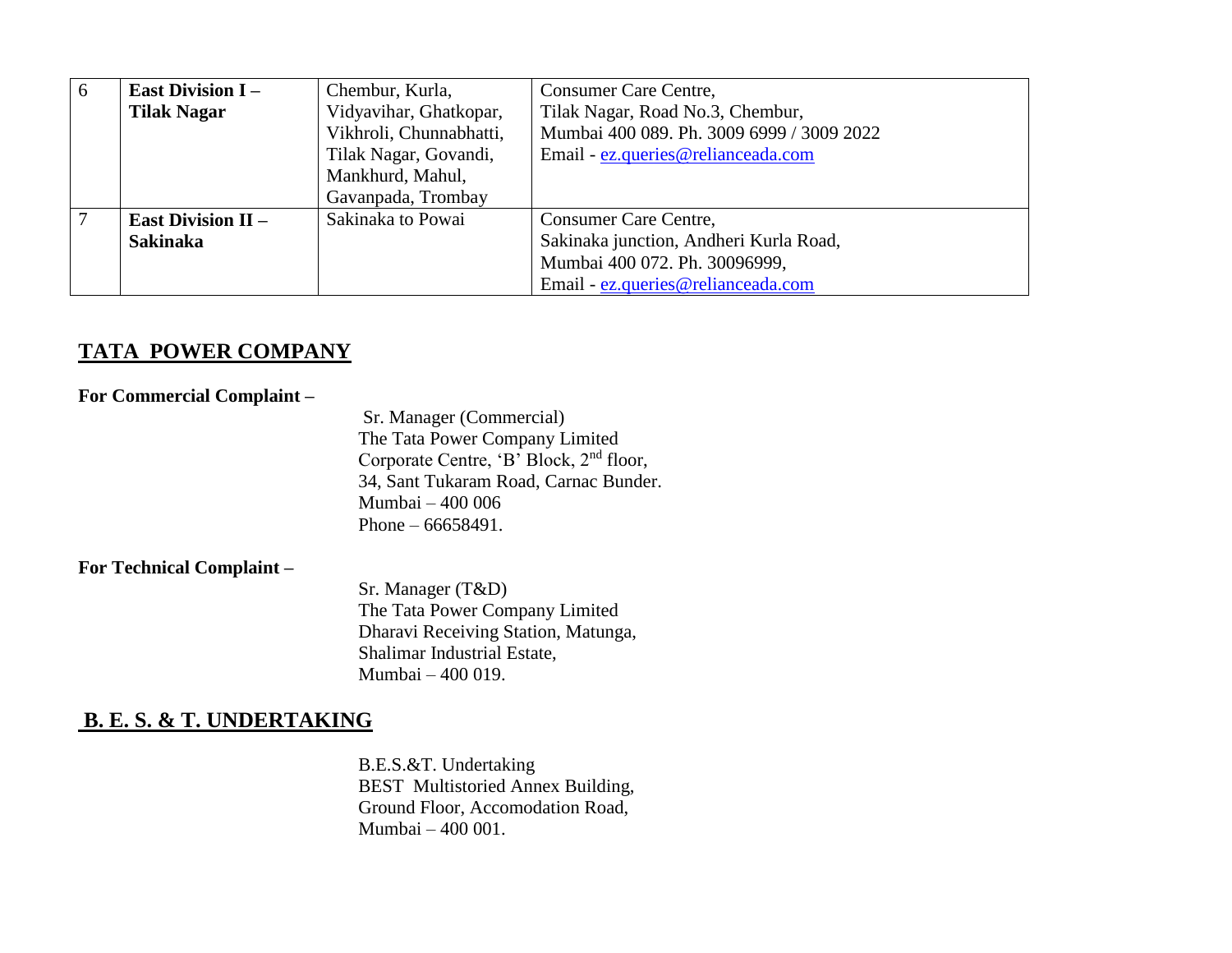| 6 | **East Division I – Tilak Nagar** | Chembur, Kurla, Vidyavihar, Ghatkopar, Vikhroli, Chunnabhatti, Tilak Nagar, Govandi, Mankhurd, Mahul, Gavanpada, Trombay | Consumer Care Centre,<br>Tilak Nagar, Road No.3, Chembur,<br>Mumbai 400 089. Ph. 3009 6999 / 3009 2022<br>Email - ez.queries@relianceada.com |
|---|---|---|---|
| 7 | **East Division II – Sakinaka** | Sakinaka to Powai | Consumer Care Centre,<br>Sakinaka junction, Andheri Kurla Road,<br>Mumbai 400 072. Ph. 30096999,<br>Email - ez.queries@relianceada.com |

## TATA POWER COMPANY

**For Commercial Complaint –**

Sr. Manager (Commercial)
The Tata Power Company Limited
Corporate Centre, 'B' Block, 2nd floor,
34, Sant Tukaram Road, Carnac Bunder.
Mumbai – 400 006
Phone – 66658491.

**For Technical Complaint –**

Sr. Manager (T&D)
The Tata Power Company Limited
Dharavi Receiving Station, Matunga,
Shalimar Industrial Estate,
Mumbai – 400 019.

## B. E. S. & T. UNDERTAKING

B.E.S.&T. Undertaking
BEST Multistoried Annex Building,
Ground Floor, Accomodation Road,
Mumbai – 400 001.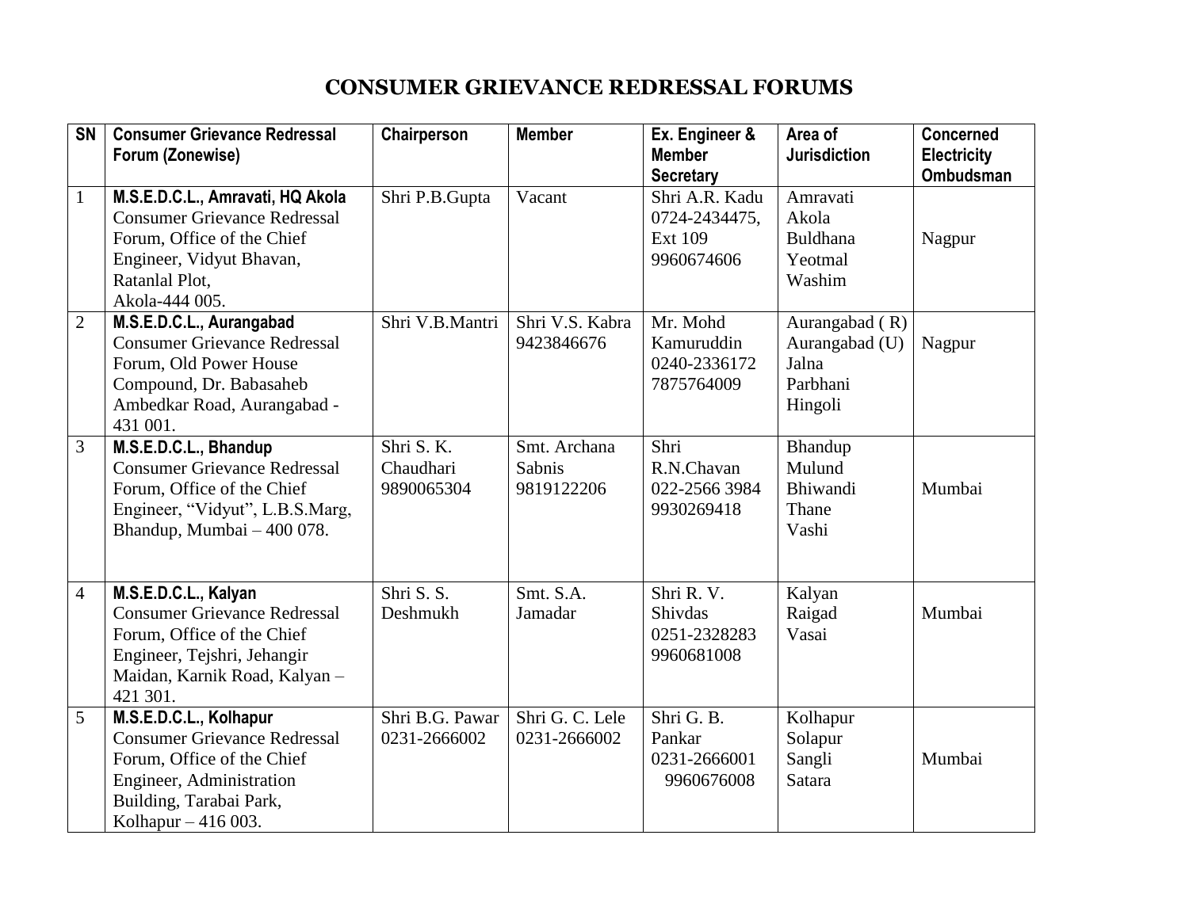# CONSUMER GRIEVANCE REDRESSAL FORUMS

| SN | Consumer Grievance Redressal Forum (Zonewise) | Chairperson | Member | Ex. Engineer & Member Secretary | Area of Jurisdiction | Concerned Electricity Ombudsman |
|---|---|---|---|---|---|---|
| 1 | **M.S.E.D.C.L., Amravati, HQ Akola** Consumer Grievance Redressal Forum, Office of the Chief Engineer, Vidyut Bhavan, Ratanlal Plot, Akola-444 005. | Shri P.B.Gupta | Vacant | Shri A.R. Kadu 0724-2434475, Ext 109 9960674606 | Amravati Akola Buldhana Yeotmal Washim | Nagpur |
| 2 | **M.S.E.D.C.L., Aurangabad** Consumer Grievance Redressal Forum, Old Power House Compound, Dr. Babasaheb Ambedkar Road, Aurangabad - 431 001. | Shri V.B.Mantri | Shri V.S. Kabra 9423846676 | Mr. Mohd Kamuruddin 0240-2336172 7875764009 | Aurangabad ( R) Aurangabad (U) Jalna Parbhani Hingoli | Nagpur |
| 3 | **M.S.E.D.C.L., Bhandup** Consumer Grievance Redressal Forum, Office of the Chief Engineer, "Vidyut", L.B.S.Marg, Bhandup, Mumbai – 400 078. | Shri S. K. Chaudhari 9890065304 | Smt. Archana Sabnis 9819122206 | Shri R.N.Chavan 022-2566 3984 9930269418 | Bhandup Mulund Bhiwandi Thane Vashi | Mumbai |
| 4 | **M.S.E.D.C.L., Kalyan** Consumer Grievance Redressal Forum, Office of the Chief Engineer, Tejshri, Jehangir Maidan, Karnik Road, Kalyan – 421 301. | Shri S. S. Deshmukh | Smt. S.A. Jamadar | Shri R. V. Shivdas 0251-2328283 9960681008 | Kalyan Raigad Vasai | Mumbai |
| 5 | **M.S.E.D.C.L., Kolhapur** Consumer Grievance Redressal Forum, Office of the Chief Engineer, Administration Building, Tarabai Park, Kolhapur – 416 003. | Shri B.G. Pawar 0231-2666002 | Shri G. C. Lele 0231-2666002 | Shri G. B. Pankar 0231-2666001 9960676008 | Kolhapur Solapur Sangli Satara | Mumbai |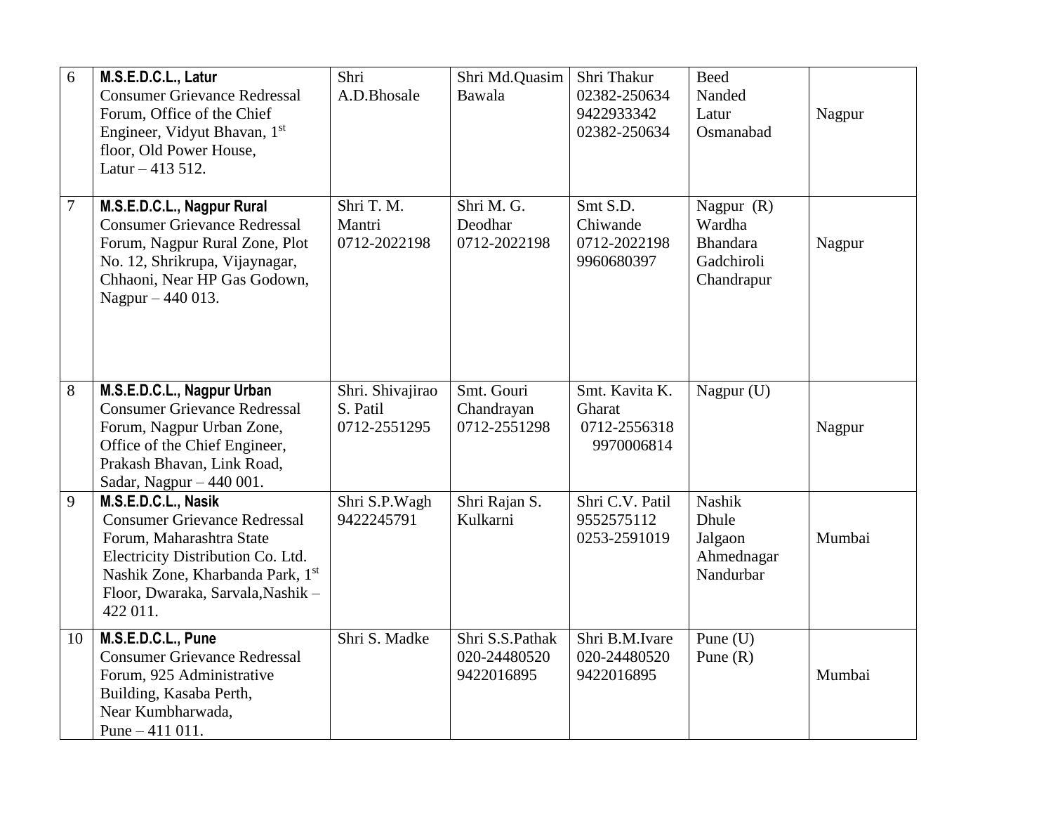| 6 | **M.S.E.D.C.L., Latur** Consumer Grievance Redressal Forum, Office of the Chief Engineer, Vidyut Bhavan, 1st floor, Old Power House, Latur – 413 512. | Shri A.D.Bhosale | Shri Md.Quasim Bawala | Shri Thakur 02382-250634 9422933342 02382-250634 | Beed Nanded Latur Osmanabad | Nagpur |
|---|---|---|---|---|---|---|
| 7 | **M.S.E.D.C.L., Nagpur Rural** Consumer Grievance Redressal Forum, Nagpur Rural Zone, Plot No. 12, Shrikrupa, Vijaynagar, Chhaoni, Near HP Gas Godown, Nagpur – 440 013. | Shri T. M. Mantri 0712-2022198 | Shri M. G. Deodhar 0712-2022198 | Smt S.D. Chiwande 0712-2022198 9960680397 | Nagpur (R) Wardha Bhandara Gadchiroli Chandrapur | Nagpur |
| 8 | **M.S.E.D.C.L., Nagpur Urban** Consumer Grievance Redressal Forum, Nagpur Urban Zone, Office of the Chief Engineer, Prakash Bhavan, Link Road, Sadar, Nagpur – 440 001. | Shri. Shivajirao S. Patil 0712-2551295 | Smt. Gouri Chandrayan 0712-2551298 | Smt. Kavita K. Gharat 0712-2556318 9970006814 | Nagpur (U) | Nagpur |
| 9 | **M.S.E.D.C.L., Nasik** Consumer Grievance Redressal Forum, Maharashtra State Electricity Distribution Co. Ltd. Nashik Zone, Kharbanda Park, 1st Floor, Dwaraka, Sarvala,Nashik – 422 011. | Shri S.P.Wagh 9422245791 | Shri Rajan S. Kulkarni | Shri C.V. Patil 9552575112 0253-2591019 | Nashik Dhule Jalgaon Ahmednagar Nandurbar | Mumbai |
| 10 | **M.S.E.D.C.L., Pune** Consumer Grievance Redressal Forum, 925 Administrative Building, Kasaba Perth, Near Kumbharwada, Pune – 411 011. | Shri S. Madke | Shri S.S.Pathak 020-24480520 9422016895 | Shri B.M.Ivare 020-24480520 9422016895 | Pune (U) Pune (R) | Mumbai |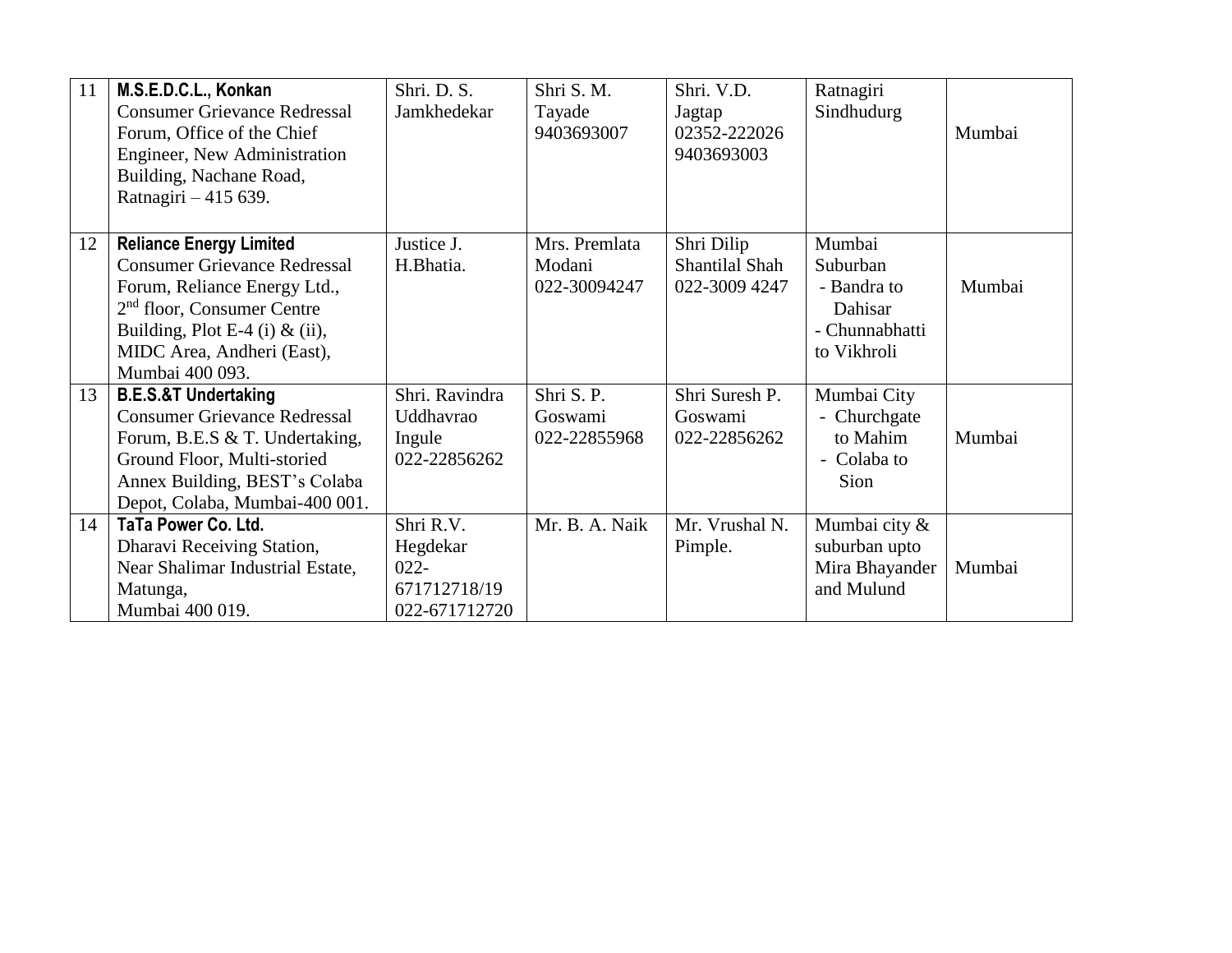| | | | | | | |
|---|---|---|---|---|---|---|
| 11 | **M.S.E.D.C.L., Konkan** Consumer Grievance Redressal Forum, Office of the Chief Engineer, New Administration Building, Nachane Road, Ratnagiri – 415 639. | Shri. D. S. Jamkhedekar | Shri S. M. Tayade 9403693007 | Shri. V.D. Jagtap 02352-222026 9403693003 | Ratnagiri Sindhudurg | Mumbai |
| 12 | **Reliance Energy Limited** Consumer Grievance Redressal Forum, Reliance Energy Ltd., 2nd floor, Consumer Centre Building, Plot E-4 (i) & (ii), MIDC Area, Andheri (East), Mumbai 400 093. | Justice J. H.Bhatia. | Mrs. Premlata Modani 022-30094247 | Shri Dilip Shantilal Shah 022-3009 4247 | Mumbai Suburban - Bandra to Dahisar - Chunnabhatti to Vikhroli | Mumbai |
| 13 | **B.E.S.&T Undertaking** Consumer Grievance Redressal Forum, B.E.S & T. Undertaking, Ground Floor, Multi-storied Annex Building, BEST's Colaba Depot, Colaba, Mumbai-400 001. | Shri. Ravindra Uddhavrao Ingule 022-22856262 | Shri S. P. Goswami 022-22855968 | Shri Suresh P. Goswami 022-22856262 | Mumbai City - Churchgate to Mahim - Colaba to Sion | Mumbai |
| 14 | **TaTa Power Co. Ltd.** Dharavi Receiving Station, Near Shalimar Industrial Estate, Matunga, Mumbai 400 019. | Shri R.V. Hegdekar 022-671712718/19 022-671712720 | Mr. B. A. Naik | Mr. Vrushal N. Pimple. | Mumbai city & suburban upto Mira Bhayander and Mulund | Mumbai |